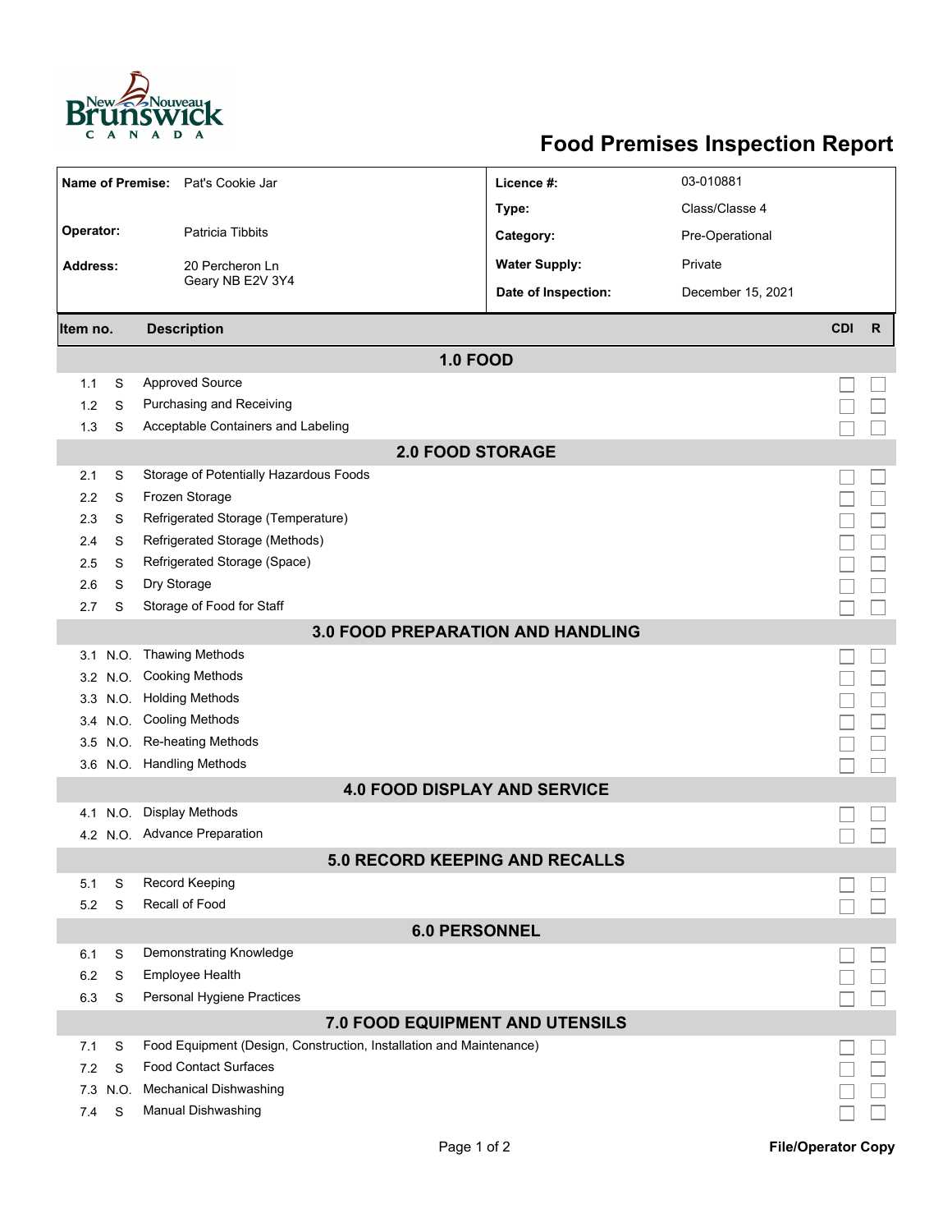# Food Premises Inspection Report

| | | | |
|---|---|---|---|
| **Name of Premise:** | Pat's Cookie Jar | **Licence #:** | 03-010881 |
| | | **Type:** | Class/Classe 4 |
| **Operator:** | Patricia Tibbits | **Category:** | Pre-Operational |
| **Address:** | 20 Percheron Ln<br>Geary NB E2V 3Y4 | **Water Supply:** | Private |
| | | **Date of Inspection:** | December 15, 2021 |

| Item no. | | Description | CDI | R |
|---|---|---|---|---|
| **1.0 FOOD** | | | | |
| 1.1 | S | Approved Source | ☐ | ☐ |
| 1.2 | S | Purchasing and Receiving | ☐ | ☐ |
| 1.3 | S | Acceptable Containers and Labeling | ☐ | ☐ |
| **2.0 FOOD STORAGE** | | | | |
| 2.1 | S | Storage of Potentially Hazardous Foods | ☐ | ☐ |
| 2.2 | S | Frozen Storage | ☐ | ☐ |
| 2.3 | S | Refrigerated Storage (Temperature) | ☐ | ☐ |
| 2.4 | S | Refrigerated Storage (Methods) | ☐ | ☐ |
| 2.5 | S | Refrigerated Storage (Space) | ☐ | ☐ |
| 2.6 | S | Dry Storage | ☐ | ☐ |
| 2.7 | S | Storage of Food for Staff | ☐ | ☐ |
| **3.0 FOOD PREPARATION AND HANDLING** | | | | |
| 3.1 | N.O. | Thawing Methods | ☐ | ☐ |
| 3.2 | N.O. | Cooking Methods | ☐ | ☐ |
| 3.3 | N.O. | Holding Methods | ☐ | ☐ |
| 3.4 | N.O. | Cooling Methods | ☐ | ☐ |
| 3.5 | N.O. | Re-heating Methods | ☐ | ☐ |
| 3.6 | N.O. | Handling Methods | ☐ | ☐ |
| **4.0 FOOD DISPLAY AND SERVICE** | | | | |
| 4.1 | N.O. | Display Methods | ☐ | ☐ |
| 4.2 | N.O. | Advance Preparation | ☐ | ☐ |
| **5.0 RECORD KEEPING AND RECALLS** | | | | |
| 5.1 | S | Record Keeping | ☐ | ☐ |
| 5.2 | S | Recall of Food | ☐ | ☐ |
| **6.0 PERSONNEL** | | | | |
| 6.1 | S | Demonstrating Knowledge | ☐ | ☐ |
| 6.2 | S | Employee Health | ☐ | ☐ |
| 6.3 | S | Personal Hygiene Practices | ☐ | ☐ |
| **7.0 FOOD EQUIPMENT AND UTENSILS** | | | | |
| 7.1 | S | Food Equipment (Design, Construction, Installation and Maintenance) | ☐ | ☐ |
| 7.2 | S | Food Contact Surfaces | ☐ | ☐ |
| 7.3 | N.O. | Mechanical Dishwashing | ☐ | ☐ |
| 7.4 | S | Manual Dishwashing | ☐ | ☐ |

**File/Operator Copy**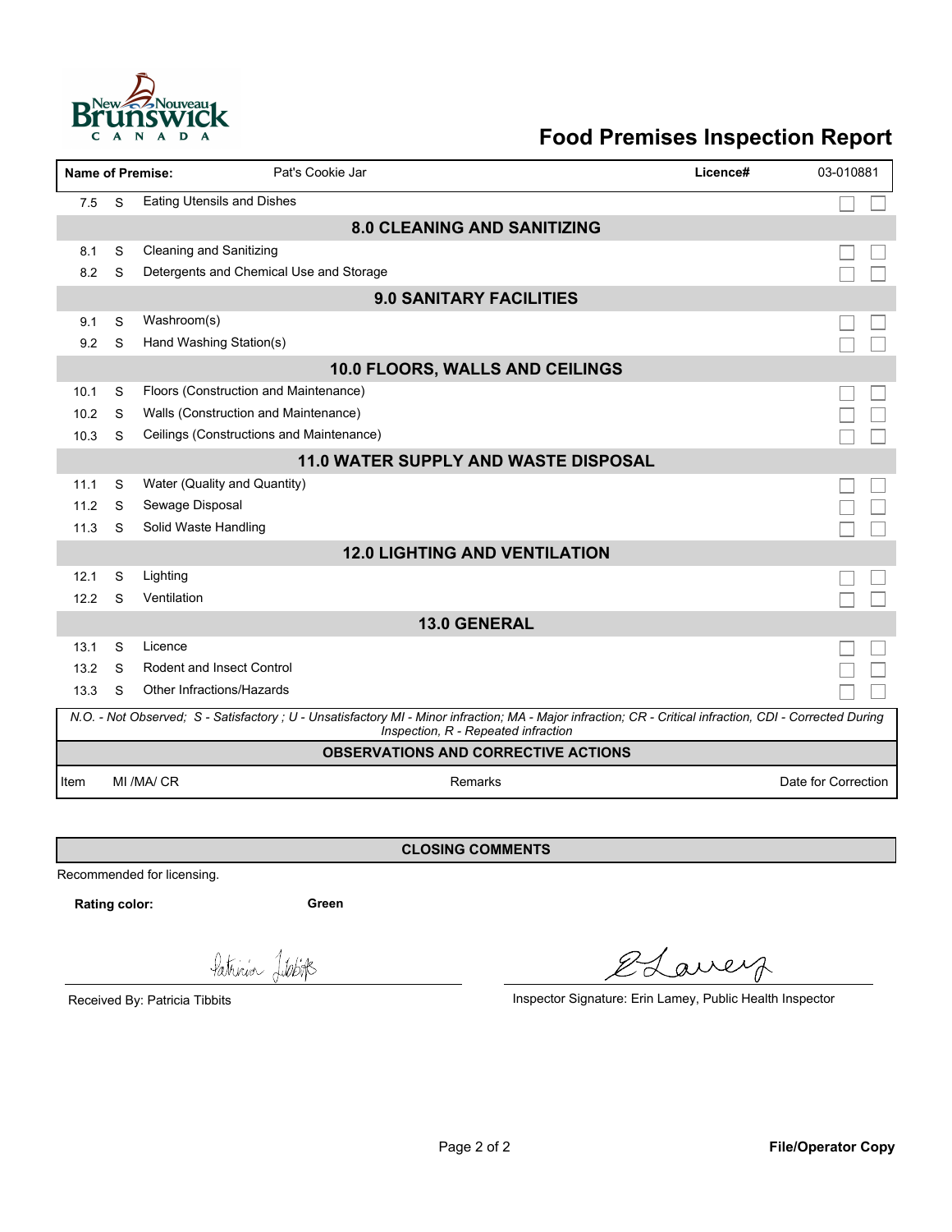## Food Premises Inspection Report

| Name of Premise: | Pat's Cookie Jar | Licence# | 03-010881 |
|---|---|---|---|

| | | | | |
|---|---|---|---|---|
| 7.5 | S | Eating Utensils and Dishes | ☐ | ☐ |
| **8.0 CLEANING AND SANITIZING** | | | | |
| 8.1 | S | Cleaning and Sanitizing | ☐ | ☐ |
| 8.2 | S | Detergents and Chemical Use and Storage | ☐ | ☐ |
| **9.0 SANITARY FACILITIES** | | | | |
| 9.1 | S | Washroom(s) | ☐ | ☐ |
| 9.2 | S | Hand Washing Station(s) | ☐ | ☐ |
| **10.0 FLOORS, WALLS AND CEILINGS** | | | | |
| 10.1 | S | Floors (Construction and Maintenance) | ☐ | ☐ |
| 10.2 | S | Walls (Construction and Maintenance) | ☐ | ☐ |
| 10.3 | S | Ceilings (Constructions and Maintenance) | ☐ | ☐ |
| **11.0 WATER SUPPLY AND WASTE DISPOSAL** | | | | |
| 11.1 | S | Water (Quality and Quantity) | ☐ | ☐ |
| 11.2 | S | Sewage Disposal | ☐ | ☐ |
| 11.3 | S | Solid Waste Handling | ☐ | ☐ |
| **12.0 LIGHTING AND VENTILATION** | | | | |
| 12.1 | S | Lighting | ☐ | ☐ |
| 12.2 | S | Ventilation | ☐ | ☐ |
| **13.0 GENERAL** | | | | |
| 13.1 | S | Licence | ☐ | ☐ |
| 13.2 | S | Rodent and Insect Control | ☐ | ☐ |
| 13.3 | S | Other Infractions/Hazards | ☐ | ☐ |

*N.O. - Not Observed; S - Satisfactory ; U - Unsatisfactory MI - Minor infraction; MA - Major infraction; CR - Critical infraction, CDI - Corrected During Inspection, R - Repeated infraction*

### OBSERVATIONS AND CORRECTIVE ACTIONS

| Item | MI /MA/ CR | Remarks | Date for Correction |
|---|---|---|---|

### CLOSING COMMENTS

Recommended for licensing.

**Rating color:** **Green**

Received By: Patricia Tibbits

Inspector Signature: Erin Lamey, Public Health Inspector

**File/Operator Copy**